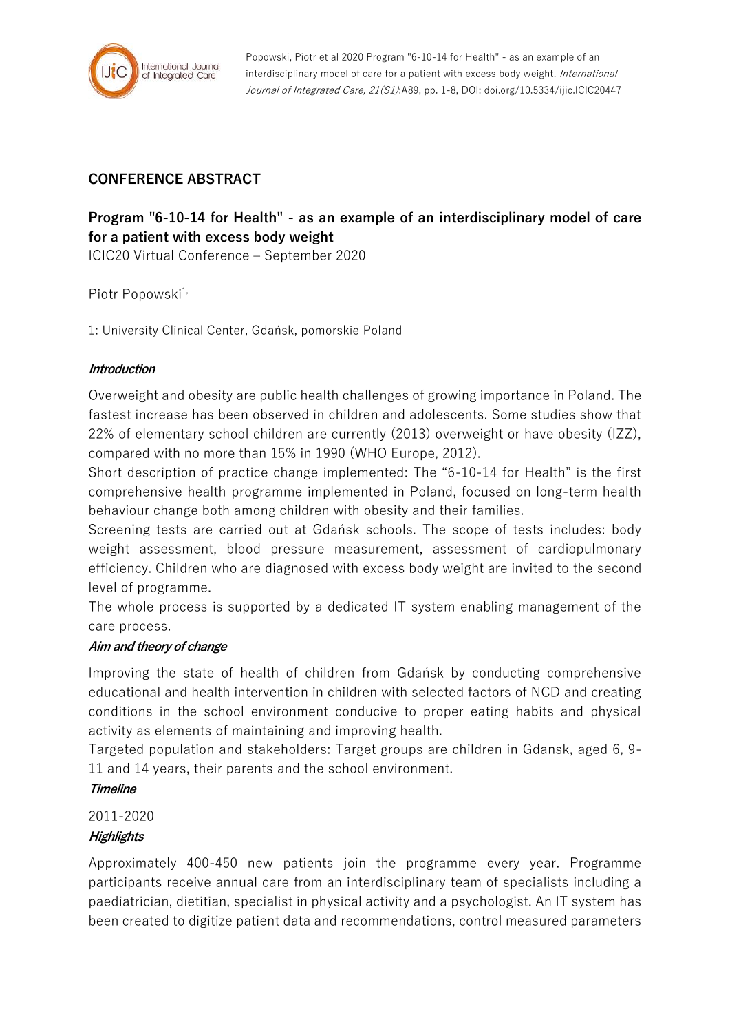## CONFERENCE ABSTRACT

# Program "6-10-14 for Health" - as an example of an interdisciplinary model of care for a patient with excess body weight

ICIC20 Virtual Conference – September 2020

Piotr Popowski[1,]

1: University Clinical Center, Gdańsk, pomorskie Poland

### *Introduction*

Overweight and obesity are public health challenges of growing importance in Poland. The fastest increase has been observed in children and adolescents. Some studies show that 22% of elementary school children are currently (2013) overweight or have obesity (IZZ), compared with no more than 15% in 1990 (WHO Europe, 2012).

Short description of practice change implemented: The "6-10-14 for Health" is the first comprehensive health programme implemented in Poland, focused on long-term health behaviour change both among children with obesity and their families.

Screening tests are carried out at Gdańsk schools. The scope of tests includes: body weight assessment, blood pressure measurement, assessment of cardiopulmonary efficiency. Children who are diagnosed with excess body weight are invited to the second level of programme.

The whole process is supported by a dedicated IT system enabling management of the care process.

### *Aim and theory of change*

Improving the state of health of children from Gdańsk by conducting comprehensive educational and health intervention in children with selected factors of NCD and creating conditions in the school environment conducive to proper eating habits and physical activity as elements of maintaining and improving health.

Targeted population and stakeholders: Target groups are children in Gdansk, aged 6, 9-11 and 14 years, their parents and the school environment.

### *Timeline*

2011-2020

### *Highlights*

Approximately 400-450 new patients join the programme every year. Programme participants receive annual care from an interdisciplinary team of specialists including a paediatrician, dietitian, specialist in physical activity and a psychologist. An IT system has been created to digitize patient data and recommendations, control measured parameters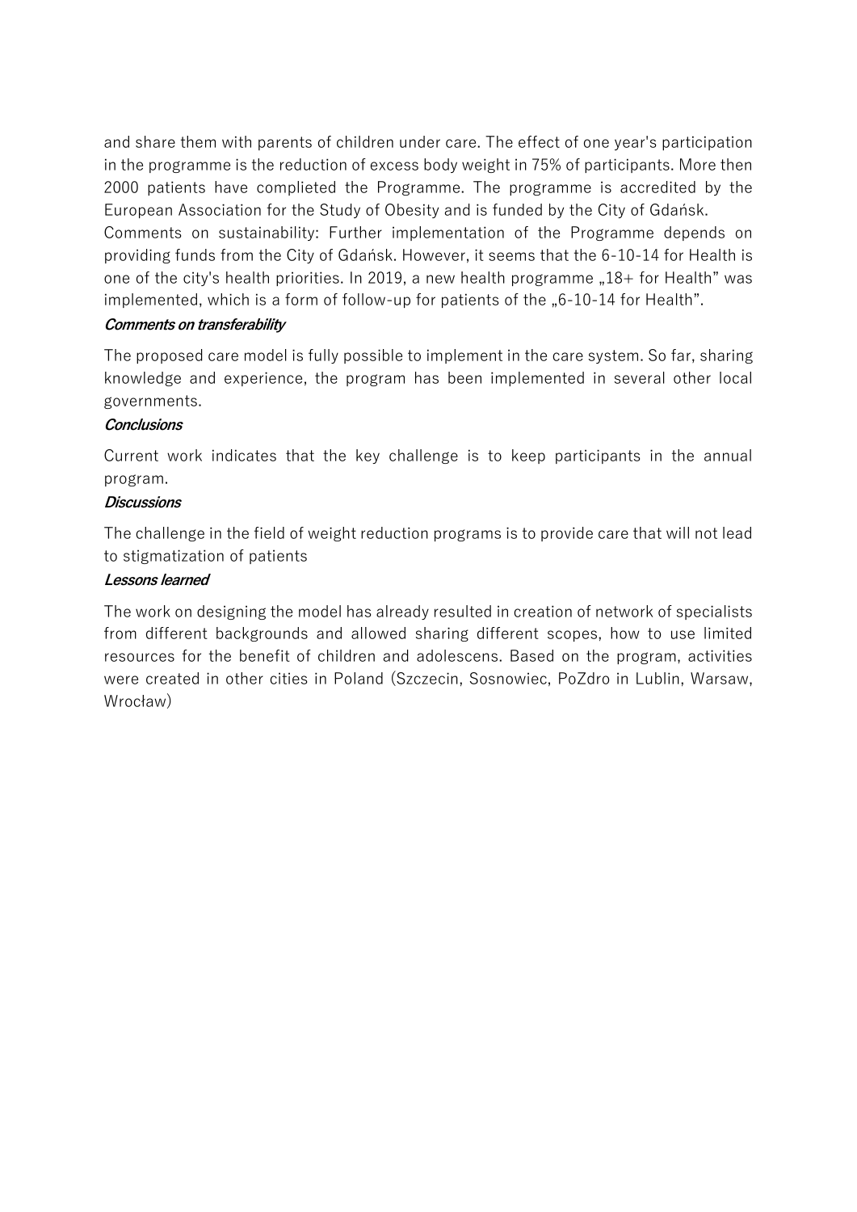and share them with parents of children under care. The effect of one year's participation in the programme is the reduction of excess body weight in 75% of participants. More then 2000 patients have complieted the Programme. The programme is accredited by the European Association for the Study of Obesity and is funded by the City of Gdańsk.

Comments on sustainability: Further implementation of the Programme depends on providing funds from the City of Gdańsk. However, it seems that the 6-10-14 for Health is one of the city's health priorities. In 2019, a new health programme „18+ for Health" was implemented, which is a form of follow-up for patients of the „6-10-14 for Health".

***Comments on transferability***

The proposed care model is fully possible to implement in the care system. So far, sharing knowledge and experience, the program has been implemented in several other local governments.

***Conclusions***

Current work indicates that the key challenge is to keep participants in the annual program.

***Discussions***

The challenge in the field of weight reduction programs is to provide care that will not lead to stigmatization of patients

***Lessons learned***

The work on designing the model has already resulted in creation of network of specialists from different backgrounds and allowed sharing different scopes, how to use limited resources for the benefit of children and adolescens. Based on the program, activities were created in other cities in Poland (Szczecin, Sosnowiec, PoZdro in Lublin, Warsaw, Wrocław)